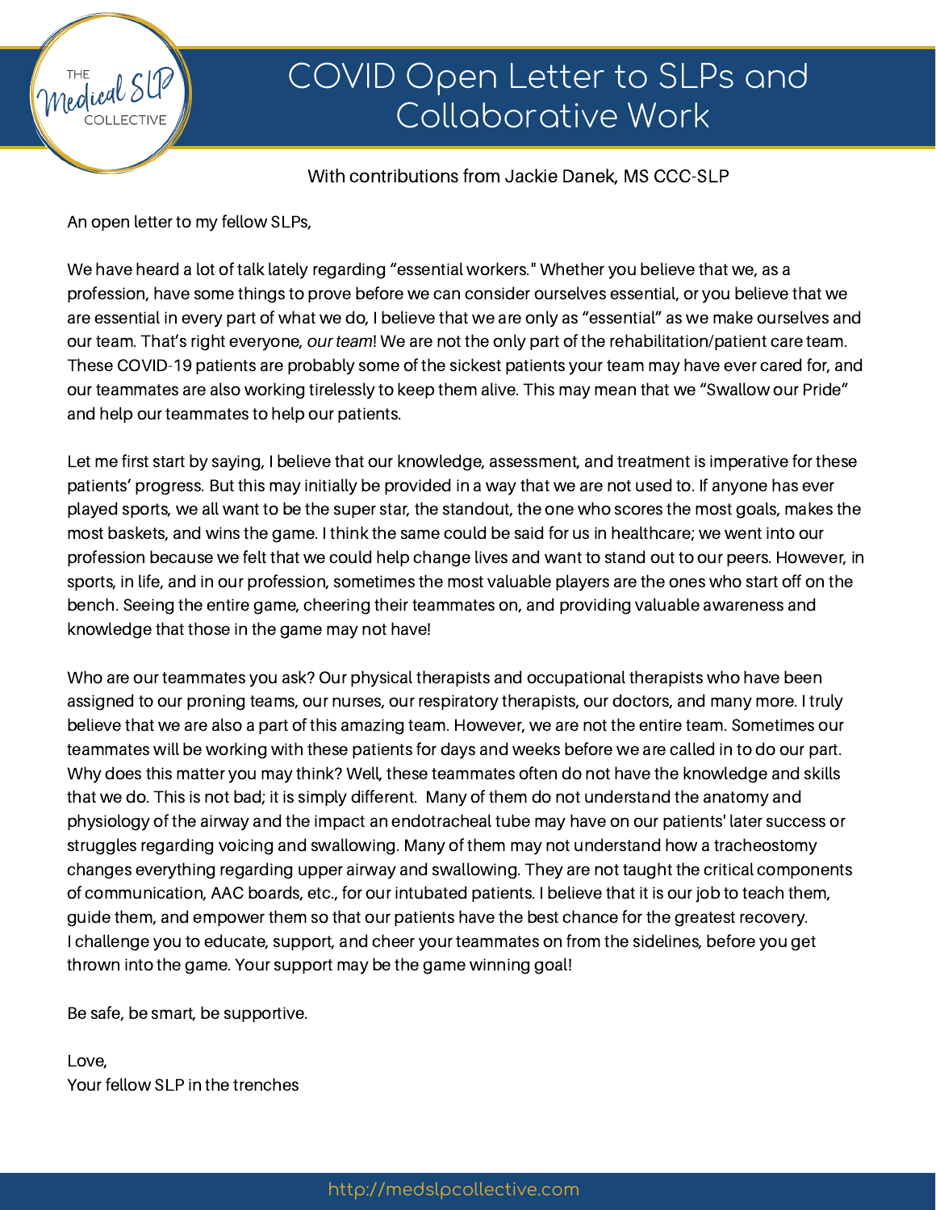# COVID Open Letter to SLPs and Collaborative Work

With contributions from Jackie Danek, MS CCC-SLP

An open letter to my fellow SLPs,

We have heard a lot of talk lately regarding "essential workers." Whether you believe that we, as a profession, have some things to prove before we can consider ourselves essential, or you believe that we are essential in every part of what we do, I believe that we are only as "essential" as we make ourselves and our team. That's right everyone, *our team*! We are not the only part of the rehabilitation/patient care team. These COVID-19 patients are probably some of the sickest patients your team may have ever cared for, and our teammates are also working tirelessly to keep them alive. This may mean that we "Swallow our Pride" and help our teammates to help our patients.

Let me first start by saying, I believe that our knowledge, assessment, and treatment is imperative for these patients' progress. But this may initially be provided in a way that we are not used to. If anyone has ever played sports, we all want to be the super star, the standout, the one who scores the most goals, makes the most baskets, and wins the game. I think the same could be said for us in healthcare; we went into our profession because we felt that we could help change lives and want to stand out to our peers. However, in sports, in life, and in our profession, sometimes the most valuable players are the ones who start off on the bench. Seeing the entire game, cheering their teammates on, and providing valuable awareness and knowledge that those in the game may not have!

Who are our teammates you ask? Our physical therapists and occupational therapists who have been assigned to our proning teams, our nurses, our respiratory therapists, our doctors, and many more. I truly believe that we are also a part of this amazing team. However, we are not the entire team. Sometimes our teammates will be working with these patients for days and weeks before we are called in to do our part. Why does this matter you may think? Well, these teammates often do not have the knowledge and skills that we do. This is not bad; it is simply different. Many of them do not understand the anatomy and physiology of the airway and the impact an endotracheal tube may have on our patients' later success or struggles regarding voicing and swallowing. Many of them may not understand how a tracheostomy changes everything regarding upper airway and swallowing. They are not taught the critical components of communication, AAC boards, etc., for our intubated patients. I believe that it is our job to teach them, guide them, and empower them so that our patients have the best chance for the greatest recovery. I challenge you to educate, support, and cheer your teammates on from the sidelines, before you get thrown into the game. Your support may be the game winning goal!

Be safe, be smart, be supportive.

Love,
Your fellow SLP in the trenches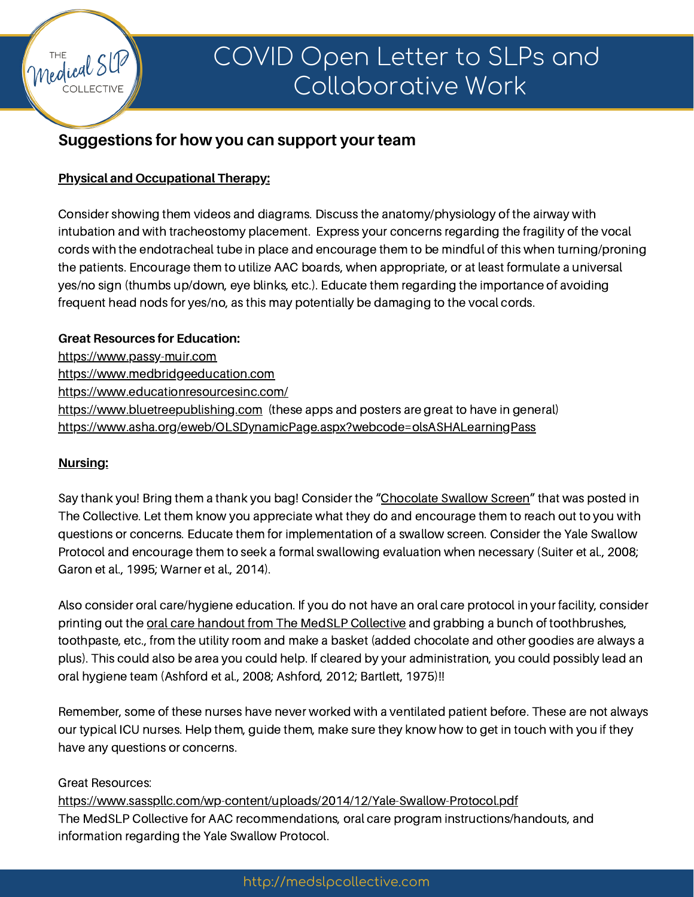# COVID Open Letter to SLPs and Collaborative Work

## Suggestions for how you can support your team

**Physical and Occupational Therapy:**

Consider showing them videos and diagrams. Discuss the anatomy/physiology of the airway with intubation and with tracheostomy placement. Express your concerns regarding the fragility of the vocal cords with the endotracheal tube in place and encourage them to be mindful of this when turning/proning the patients. Encourage them to utilize AAC boards, when appropriate, or at least formulate a universal yes/no sign (thumbs up/down, eye blinks, etc.). Educate them regarding the importance of avoiding frequent head nods for yes/no, as this may potentially be damaging to the vocal cords.

**Great Resources for Education:**

https://www.passy-muir.com
https://www.medbridgeeducation.com
https://www.educationresourcesinc.com/
https://www.bluetreepublishing.com (these apps and posters are great to have in general)
https://www.asha.org/eweb/OLSDynamicPage.aspx?webcode=olsASHALearningPass

**Nursing:**

Say thank you! Bring them a thank you bag! Consider the "Chocolate Swallow Screen" that was posted in The Collective. Let them know you appreciate what they do and encourage them to reach out to you with questions or concerns. Educate them for implementation of a swallow screen. Consider the Yale Swallow Protocol and encourage them to seek a formal swallowing evaluation when necessary (Suiter et al., 2008; Garon et al., 1995; Warner et al., 2014).

Also consider oral care/hygiene education. If you do not have an oral care protocol in your facility, consider printing out the oral care handout from The MedSLP Collective and grabbing a bunch of toothbrushes, toothpaste, etc., from the utility room and make a basket (added chocolate and other goodies are always a plus). This could also be area you could help. If cleared by your administration, you could possibly lead an oral hygiene team (Ashford et al., 2008; Ashford, 2012; Bartlett, 1975)!!

Remember, some of these nurses have never worked with a ventilated patient before. These are not always our typical ICU nurses. Help them, guide them, make sure they know how to get in touch with you if they have any questions or concerns.

Great Resources:
https://www.sasspllc.com/wp-content/uploads/2014/12/Yale-Swallow-Protocol.pdf
The MedSLP Collective for AAC recommendations, oral care program instructions/handouts, and information regarding the Yale Swallow Protocol.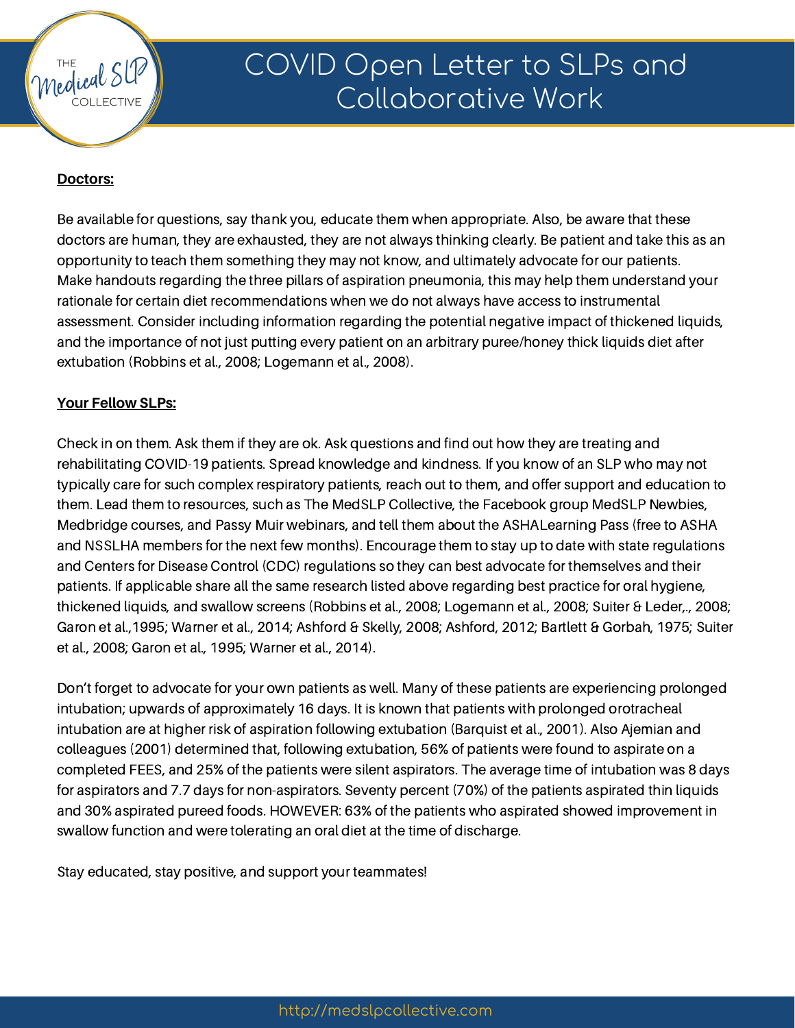**Doctors:**

Be available for questions, say thank you, educate them when appropriate. Also, be aware that these doctors are human, they are exhausted, they are not always thinking clearly. Be patient and take this as an opportunity to teach them something they may not know, and ultimately advocate for our patients. Make handouts regarding the three pillars of aspiration pneumonia, this may help them understand your rationale for certain diet recommendations when we do not always have access to instrumental assessment. Consider including information regarding the potential negative impact of thickened liquids, and the importance of not just putting every patient on an arbitrary puree/honey thick liquids diet after extubation (Robbins et al., 2008; Logemann et al., 2008).

**Your Fellow SLPs:**

Check in on them. Ask them if they are ok. Ask questions and find out how they are treating and rehabilitating COVID-19 patients. Spread knowledge and kindness. If you know of an SLP who may not typically care for such complex respiratory patients, reach out to them, and offer support and education to them. Lead them to resources, such as The MedSLP Collective, the Facebook group MedSLP Newbies, Medbridge courses, and Passy Muir webinars, and tell them about the ASHALearning Pass (free to ASHA and NSSLHA members for the next few months). Encourage them to stay up to date with state regulations and Centers for Disease Control (CDC) regulations so they can best advocate for themselves and their patients. If applicable share all the same research listed above regarding best practice for oral hygiene, thickened liquids, and swallow screens (Robbins et al., 2008; Logemann et al., 2008; Suiter & Leder,., 2008; Garon et al.,1995; Warner et al., 2014; Ashford & Skelly, 2008; Ashford, 2012; Bartlett & Gorbah, 1975; Suiter et al., 2008; Garon et al., 1995; Warner et al., 2014).

Don't forget to advocate for your own patients as well. Many of these patients are experiencing prolonged intubation; upwards of approximately 16 days. It is known that patients with prolonged orotracheal intubation are at higher risk of aspiration following extubation (Barquist et al., 2001). Also Ajemian and colleagues (2001) determined that, following extubation, 56% of patients were found to aspirate on a completed FEES, and 25% of the patients were silent aspirators. The average time of intubation was 8 days for aspirators and 7.7 days for non-aspirators. Seventy percent (70%) of the patients aspirated thin liquids and 30% aspirated pureed foods. HOWEVER: 63% of the patients who aspirated showed improvement in swallow function and were tolerating an oral diet at the time of discharge.

Stay educated, stay positive, and support your teammates!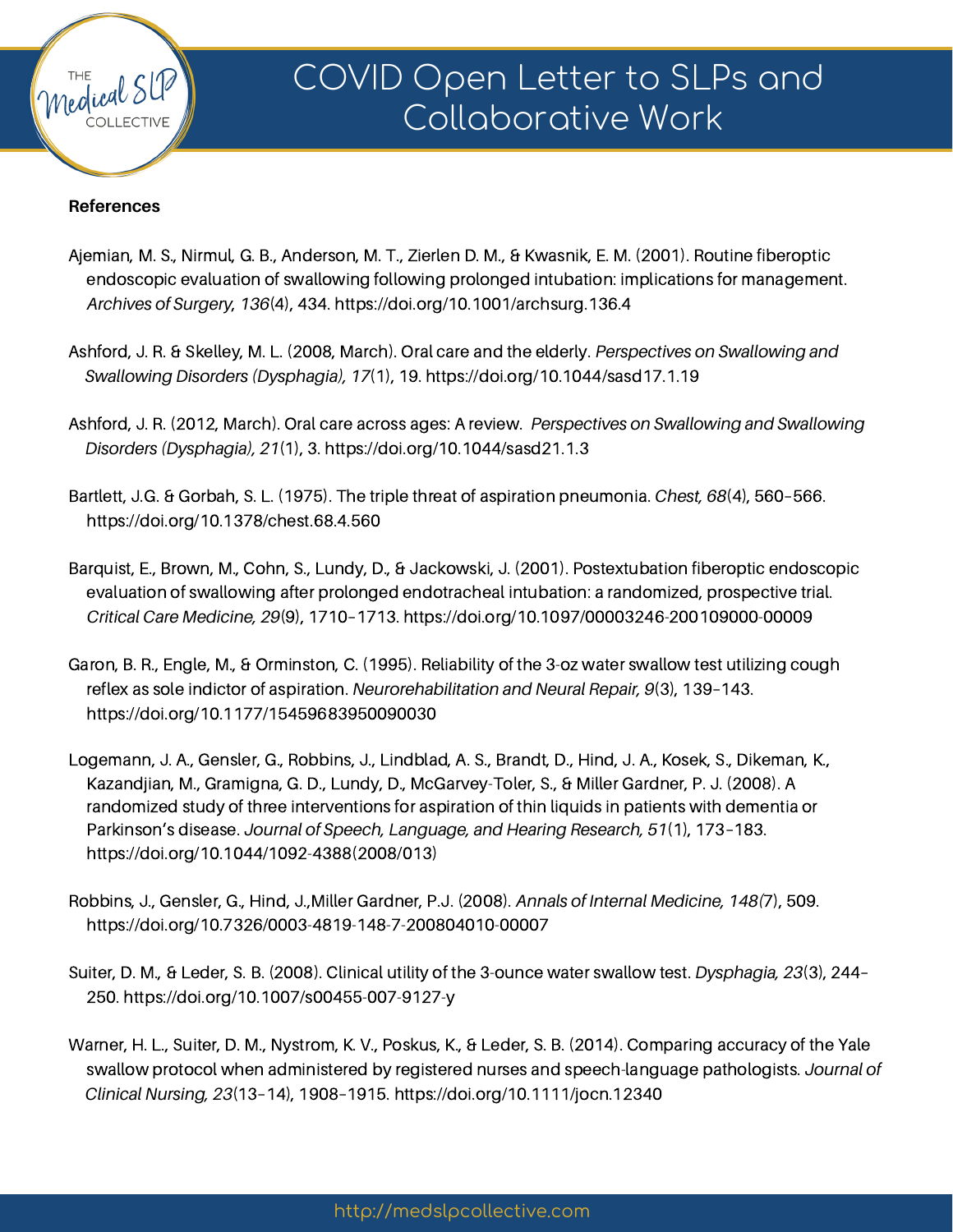**References**

Ajemian, M. S., Nirmul, G. B., Anderson, M. T., Zierlen D. M., & Kwasnik, E. M. (2001). Routine fiberoptic endoscopic evaluation of swallowing following prolonged intubation: implications for management. *Archives of Surgery, 136*(4), 434. https://doi.org/10.1001/archsurg.136.4

Ashford, J. R. & Skelley, M. L. (2008, March). Oral care and the elderly. *Perspectives on Swallowing and Swallowing Disorders (Dysphagia), 17*(1), 19. https://doi.org/10.1044/sasd17.1.19

Ashford, J. R. (2012, March). Oral care across ages: A review. *Perspectives on Swallowing and Swallowing Disorders (Dysphagia), 21*(1), 3. https://doi.org/10.1044/sasd21.1.3

Bartlett, J.G. & Gorbah, S. L. (1975). The triple threat of aspiration pneumonia. *Chest, 68*(4), 560–566. https://doi.org/10.1378/chest.68.4.560

Barquist, E., Brown, M., Cohn, S., Lundy, D., & Jackowski, J. (2001). Postextubation fiberoptic endoscopic evaluation of swallowing after prolonged endotracheal intubation: a randomized, prospective trial. *Critical Care Medicine, 29*(9), 1710–1713. https://doi.org/10.1097/00003246-200109000-00009

Garon, B. R., Engle, M., & Orminston, C. (1995). Reliability of the 3-oz water swallow test utilizing cough reflex as sole indictor of aspiration. *Neurorehabilitation and Neural Repair, 9*(3), 139–143. https://doi.org/10.1177/154596839500900303

Logemann, J. A., Gensler, G., Robbins, J., Lindblad, A. S., Brandt, D., Hind, J. A., Kosek, S., Dikeman, K., Kazandjian, M., Gramigna, G. D., Lundy, D., McGarvey-Toler, S., & Miller Gardner, P. J. (2008). A randomized study of three interventions for aspiration of thin liquids in patients with dementia or Parkinson's disease. *Journal of Speech, Language, and Hearing Research, 51*(1), 173–183. https://doi.org/10.1044/1092-4388(2008/013)

Robbins, J., Gensler, G., Hind, J.,Miller Gardner, P.J. (2008). *Annals of Internal Medicine, 148(*7), 509. https://doi.org/10.7326/0003-4819-148-7-200804010-00007

Suiter, D. M., & Leder, S. B. (2008). Clinical utility of the 3-ounce water swallow test. *Dysphagia, 23*(3), 244–250. https://doi.org/10.1007/s00455-007-9127-y

Warner, H. L., Suiter, D. M., Nystrom, K. V., Poskus, K., & Leder, S. B. (2014). Comparing accuracy of the Yale swallow protocol when administered by registered nurses and speech-language pathologists. *Journal of Clinical Nursing, 23*(13–14), 1908–1915. https://doi.org/10.1111/jocn.12340